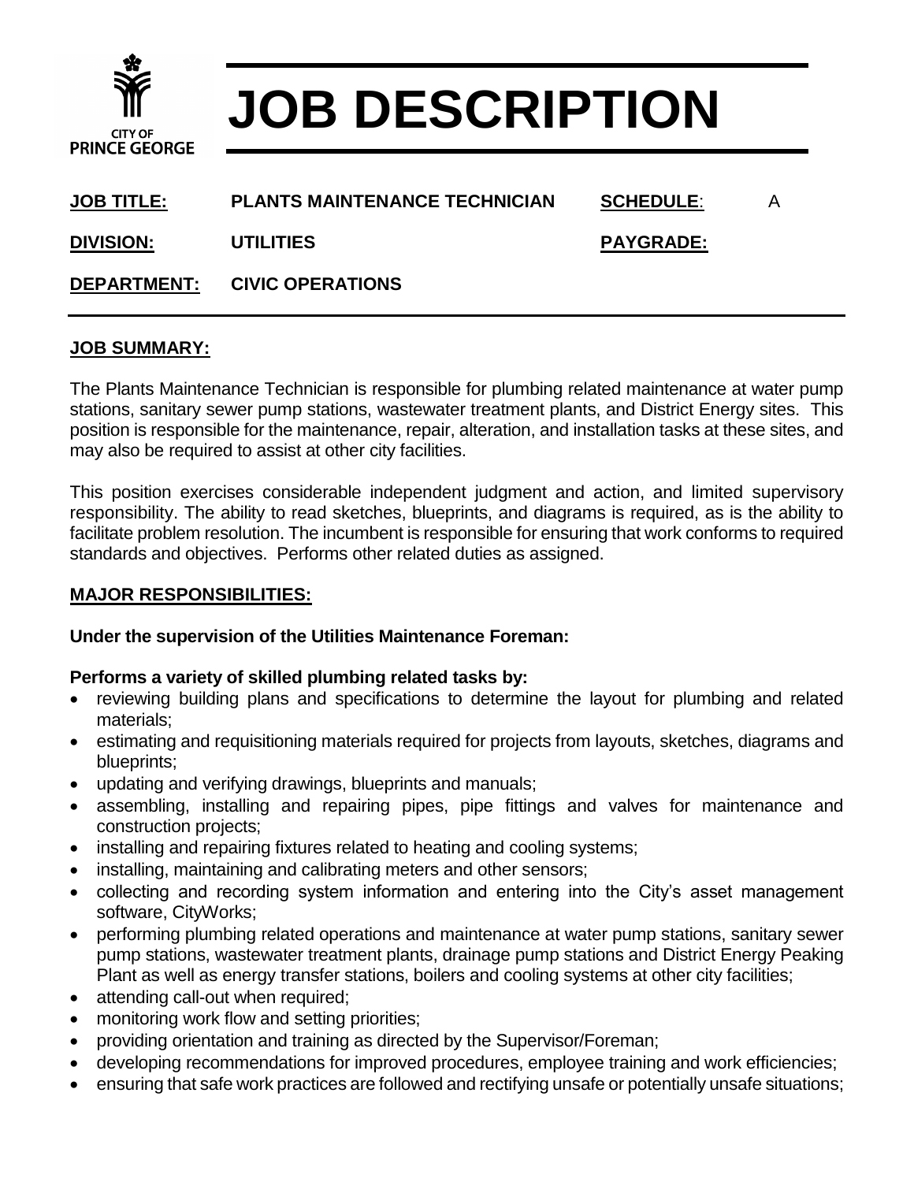CITY OF PRINCE GEORGE

# JOB DESCRIPTION

| | | | |
|---|---|---|---|
| **JOB TITLE:** | **PLANTS MAINTENANCE TECHNICIAN** | **SCHEDULE**: | A |
| **DIVISION:** | **UTILITIES** | **PAYGRADE:** | |
| **DEPARTMENT:** | **CIVIC OPERATIONS** | | |

## JOB SUMMARY:

The Plants Maintenance Technician is responsible for plumbing related maintenance at water pump stations, sanitary sewer pump stations, wastewater treatment plants, and District Energy sites. This position is responsible for the maintenance, repair, alteration, and installation tasks at these sites, and may also be required to assist at other city facilities.

This position exercises considerable independent judgment and action, and limited supervisory responsibility. The ability to read sketches, blueprints, and diagrams is required, as is the ability to facilitate problem resolution. The incumbent is responsible for ensuring that work conforms to required standards and objectives. Performs other related duties as assigned.

## MAJOR RESPONSIBILITIES:

**Under the supervision of the Utilities Maintenance Foreman:**

**Performs a variety of skilled plumbing related tasks by:**

- reviewing building plans and specifications to determine the layout for plumbing and related materials;
- estimating and requisitioning materials required for projects from layouts, sketches, diagrams and blueprints;
- updating and verifying drawings, blueprints and manuals;
- assembling, installing and repairing pipes, pipe fittings and valves for maintenance and construction projects;
- installing and repairing fixtures related to heating and cooling systems;
- installing, maintaining and calibrating meters and other sensors;
- collecting and recording system information and entering into the City's asset management software, CityWorks;
- performing plumbing related operations and maintenance at water pump stations, sanitary sewer pump stations, wastewater treatment plants, drainage pump stations and District Energy Peaking Plant as well as energy transfer stations, boilers and cooling systems at other city facilities;
- attending call-out when required;
- monitoring work flow and setting priorities;
- providing orientation and training as directed by the Supervisor/Foreman;
- developing recommendations for improved procedures, employee training and work efficiencies;
- ensuring that safe work practices are followed and rectifying unsafe or potentially unsafe situations;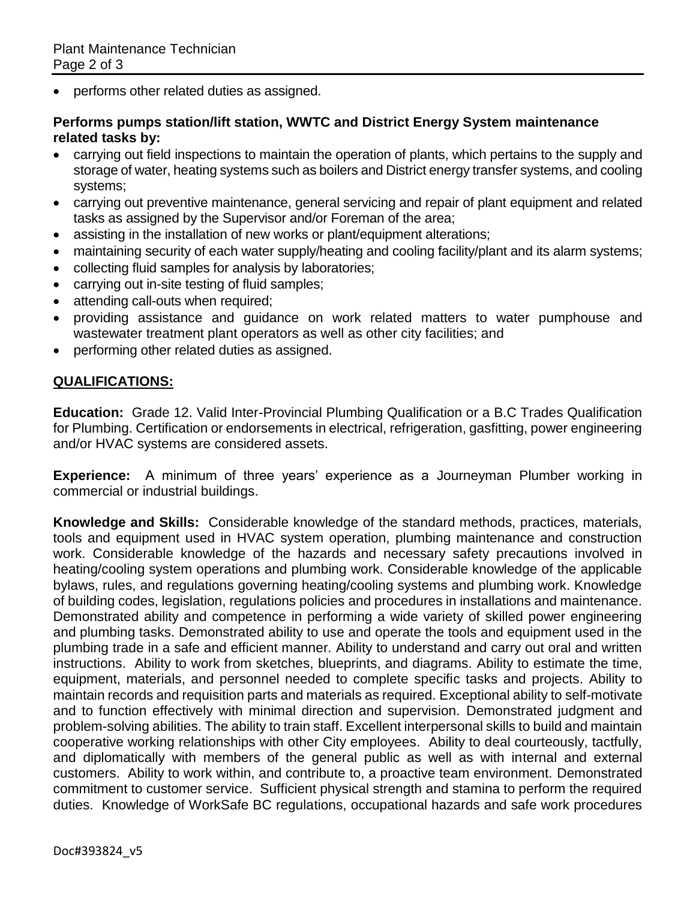- performs other related duties as assigned.

**Performs pumps station/lift station, WWTC and District Energy System maintenance related tasks by:**

- carrying out field inspections to maintain the operation of plants, which pertains to the supply and storage of water, heating systems such as boilers and District energy transfer systems, and cooling systems;
- carrying out preventive maintenance, general servicing and repair of plant equipment and related tasks as assigned by the Supervisor and/or Foreman of the area;
- assisting in the installation of new works or plant/equipment alterations;
- maintaining security of each water supply/heating and cooling facility/plant and its alarm systems;
- collecting fluid samples for analysis by laboratories;
- carrying out in-site testing of fluid samples;
- attending call-outs when required;
- providing assistance and guidance on work related matters to water pumphouse and wastewater treatment plant operators as well as other city facilities; and
- performing other related duties as assigned.

## QUALIFICATIONS:

**Education:** Grade 12. Valid Inter-Provincial Plumbing Qualification or a B.C Trades Qualification for Plumbing. Certification or endorsements in electrical, refrigeration, gasfitting, power engineering and/or HVAC systems are considered assets.

**Experience:** A minimum of three years' experience as a Journeyman Plumber working in commercial or industrial buildings.

**Knowledge and Skills:** Considerable knowledge of the standard methods, practices, materials, tools and equipment used in HVAC system operation, plumbing maintenance and construction work. Considerable knowledge of the hazards and necessary safety precautions involved in heating/cooling system operations and plumbing work. Considerable knowledge of the applicable bylaws, rules, and regulations governing heating/cooling systems and plumbing work. Knowledge of building codes, legislation, regulations policies and procedures in installations and maintenance. Demonstrated ability and competence in performing a wide variety of skilled power engineering and plumbing tasks. Demonstrated ability to use and operate the tools and equipment used in the plumbing trade in a safe and efficient manner. Ability to understand and carry out oral and written instructions. Ability to work from sketches, blueprints, and diagrams. Ability to estimate the time, equipment, materials, and personnel needed to complete specific tasks and projects. Ability to maintain records and requisition parts and materials as required. Exceptional ability to self-motivate and to function effectively with minimal direction and supervision. Demonstrated judgment and problem-solving abilities. The ability to train staff. Excellent interpersonal skills to build and maintain cooperative working relationships with other City employees. Ability to deal courteously, tactfully, and diplomatically with members of the general public as well as with internal and external customers. Ability to work within, and contribute to, a proactive team environment. Demonstrated commitment to customer service. Sufficient physical strength and stamina to perform the required duties. Knowledge of WorkSafe BC regulations, occupational hazards and safe work procedures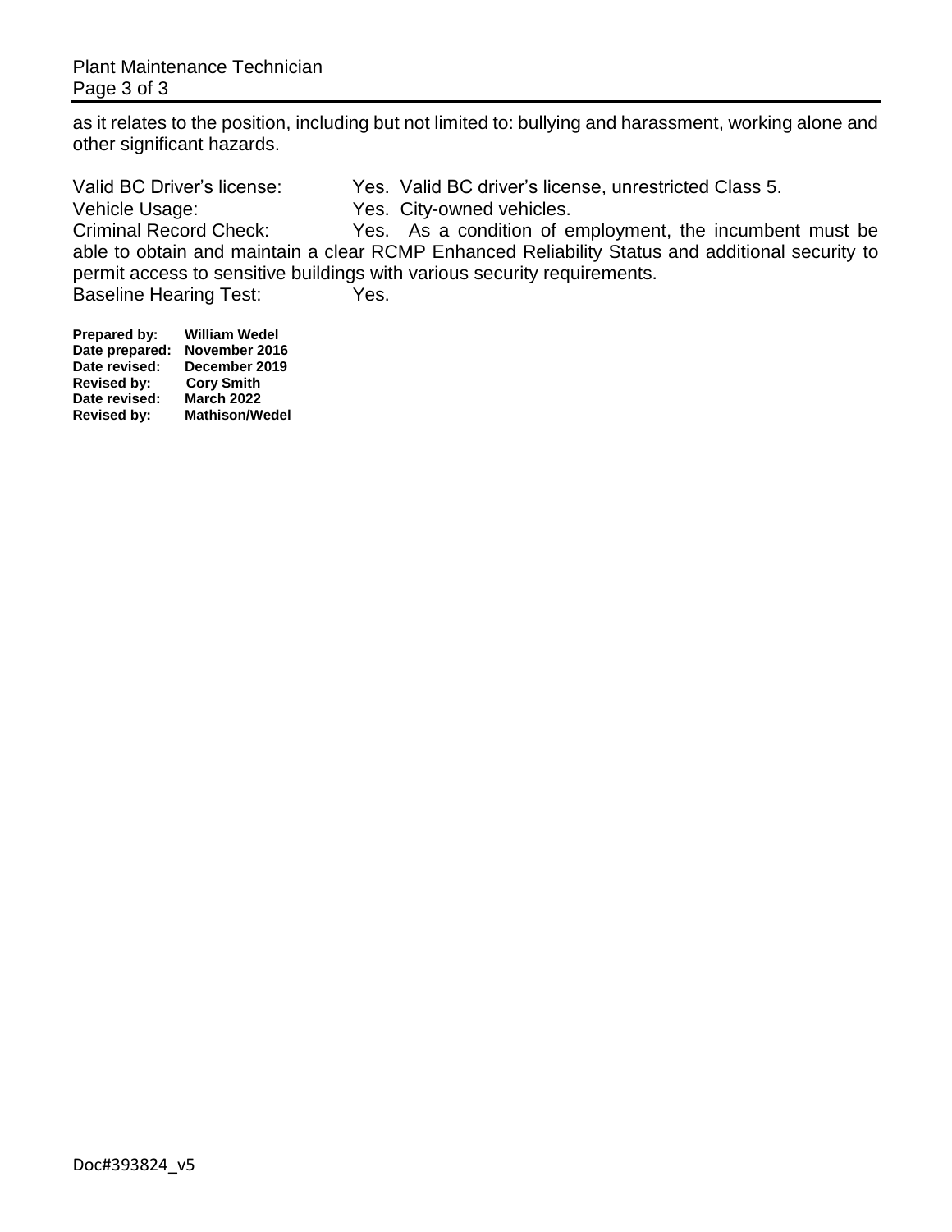as it relates to the position, including but not limited to: bullying and harassment, working alone and other significant hazards.

Valid BC Driver's license: Yes. Valid BC driver's license, unrestricted Class 5.
Vehicle Usage: Yes. City-owned vehicles.
Criminal Record Check: Yes. As a condition of employment, the incumbent must be able to obtain and maintain a clear RCMP Enhanced Reliability Status and additional security to permit access to sensitive buildings with various security requirements.
Baseline Hearing Test: Yes.

**Prepared by:** **William Wedel**
**Date prepared:** **November 2016**
**Date revised:** **December 2019**
**Revised by:** **Cory Smith**
**Date revised:** **March 2022**
**Revised by:** **Mathison/Wedel**

Doc#393824_v5